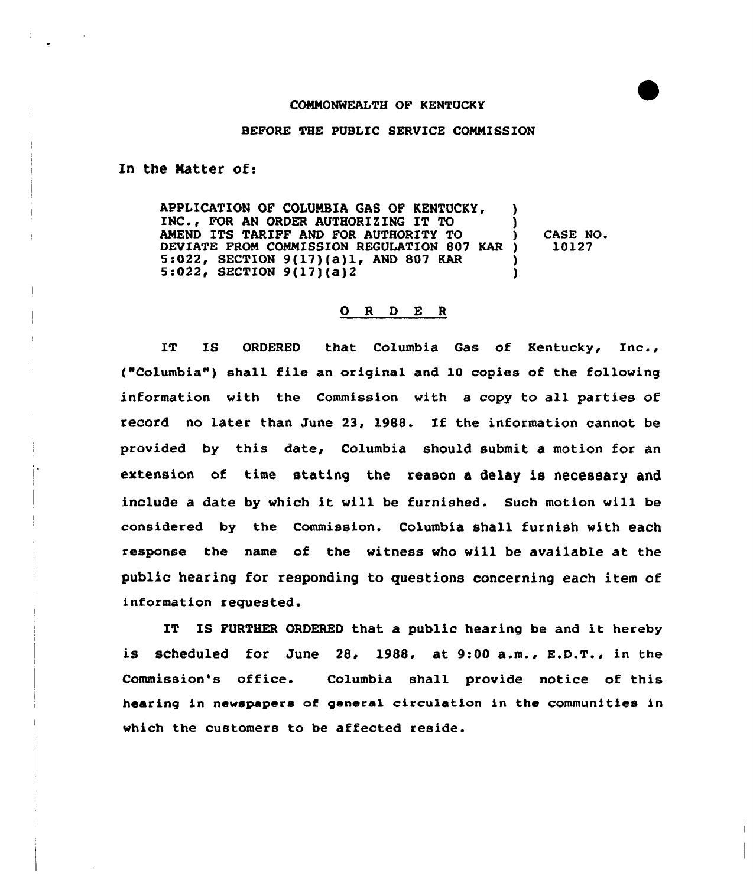COMMONWEALTH OF KENTUCKY

BEFORE THE PUBLIC SERVICE COMMISSION

In the Matter of:

| | | |
|---|---|---|
| APPLICATION OF COLUMBIA GAS OF KENTUCKY, INC., FOR AN ORDER AUTHORIZING IT TO AMEND ITS TARIFF AND FOR AUTHORITY TO DEVIATE FROM COMMISSION REGULATION 807 KAR 5:022, SECTION 9(17)(a)1, AND 807 KAR 5:022, SECTION 9(17)(a)2 | ) | CASE NO. 10127 |

## O R D E R

IT IS ORDERED that Columbia Gas of Kentucky, Inc., ("Columbia") shall file an original and 10 copies of the following information with the Commission with a copy to all parties of record no later than June 23, 1988. If the information cannot be provided by this date, Columbia should submit a motion for an extension of time stating the reason a delay is necessary and include a date by which it will be furnished. Such motion will be considered by the Commission. Columbia shall furnish with each response the name of the witness who will be available at the public hearing for responding to questions concerning each item of information requested.

IT IS FURTHER ORDERED that a public hearing be and it hereby is scheduled for June 28, 1988, at 9:00 a.m., E.D.T., in the Commission's office. Columbia shall provide notice of this hearing in newspapers of general circulation in the communities in which the customers to be affected reside.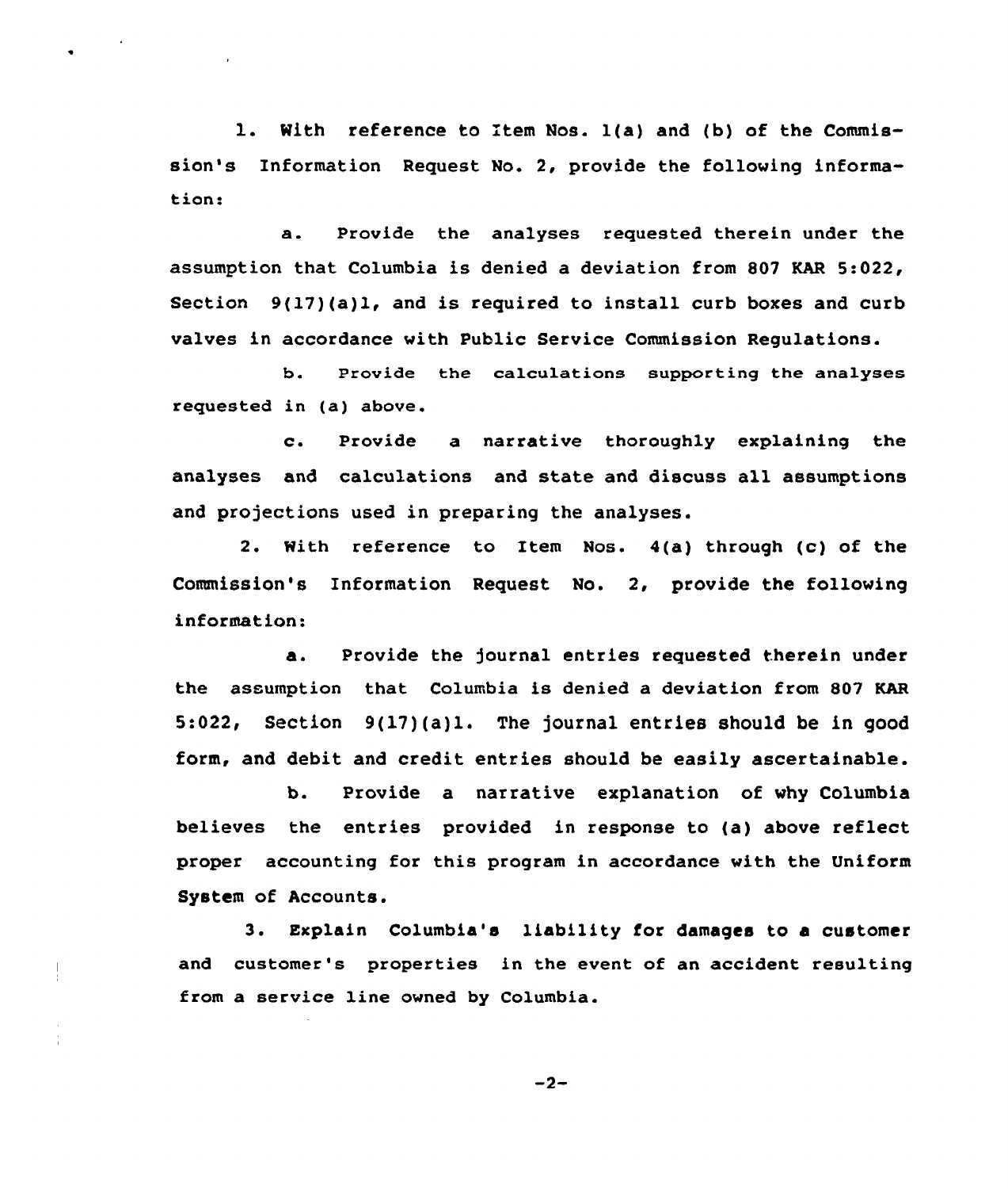1. With reference to Item Nos. 1(a) and (b) of the Commission's Information Request No. 2, provide the following information:

   a. Provide the analyses requested therein under the assumption that Columbia is denied a deviation from 807 KAR 5:022, Section 9(17)(a)1, and is required to install curb boxes and curb valves in accordance with Public Service Commission Regulations.

   b. Provide the calculations supporting the analyses requested in (a) above.

   c. Provide a narrative thoroughly explaining the analyses and calculations and state and discuss all assumptions and projections used in preparing the analyses.

2. With reference to Item Nos. 4(a) through (c) of the Commission's Information Request No. 2, provide the following information:

   a. Provide the journal entries requested therein under the assumption that Columbia is denied a deviation from 807 KAR 5:022, Section 9(17)(a)1. The journal entries should be in good form, and debit and credit entries should be easily ascertainable.

   b. Provide a narrative explanation of why Columbia believes the entries provided in response to (a) above reflect proper accounting for this program in accordance with the Uniform System of Accounts.

3. Explain Columbia's liability for damages to a customer and customer's properties in the event of an accident resulting from a service line owned by Columbia.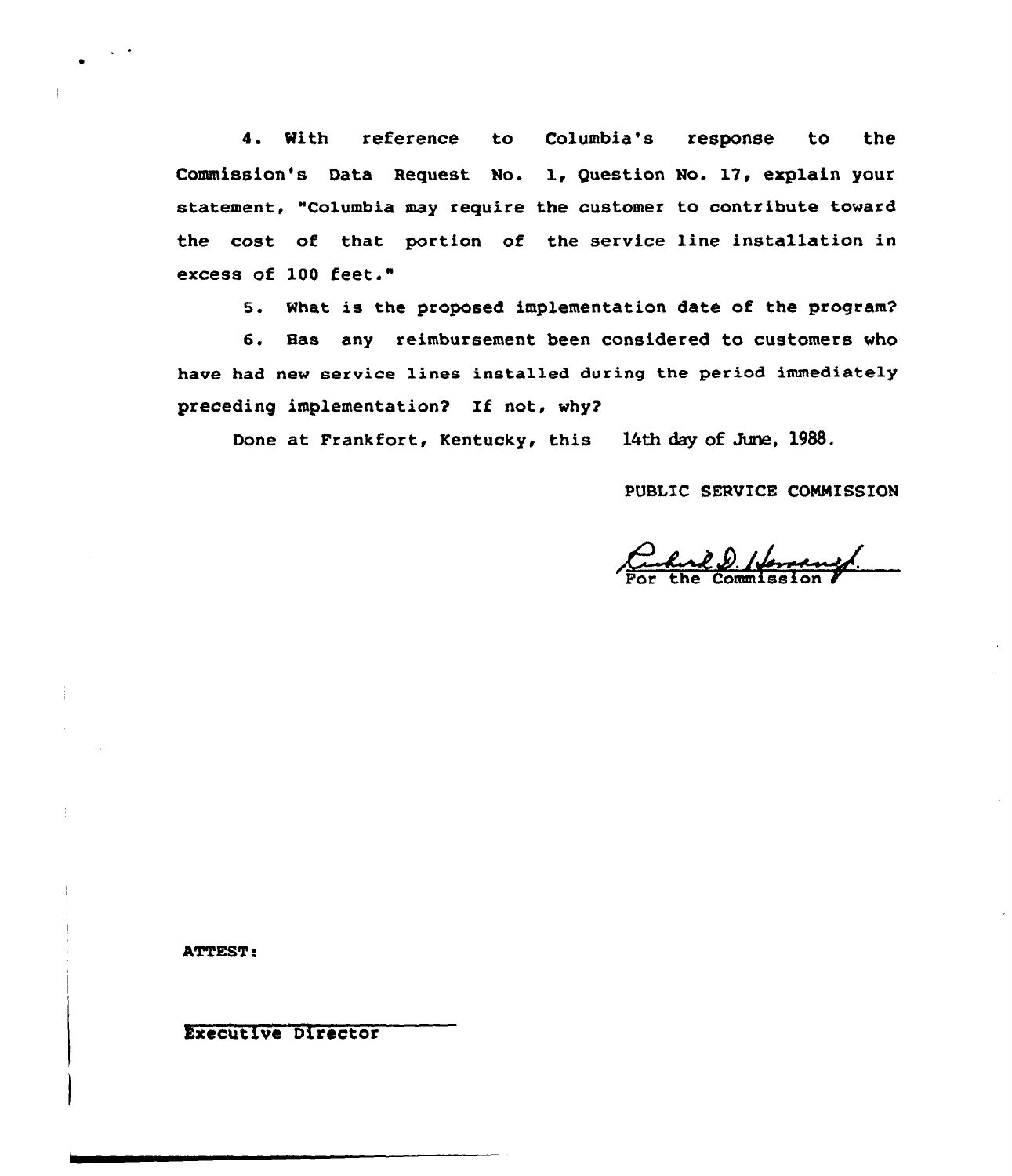4. With reference to Columbia's response to the Commission's Data Request No. 1, Question No. 17, explain your statement, "Columbia may require the customer to contribute toward the cost of that portion of the service line installation in excess of 100 feet."

5. What is the proposed implementation date of the program?

6. Has any reimbursement been considered to customers who have had new service lines installed during the period immediately preceding implementation? If not, why?

Done at Frankfort, Kentucky, this 14th day of June, 1988.

PUBLIC SERVICE COMMISSION

For the Commission

ATTEST:

Executive Director